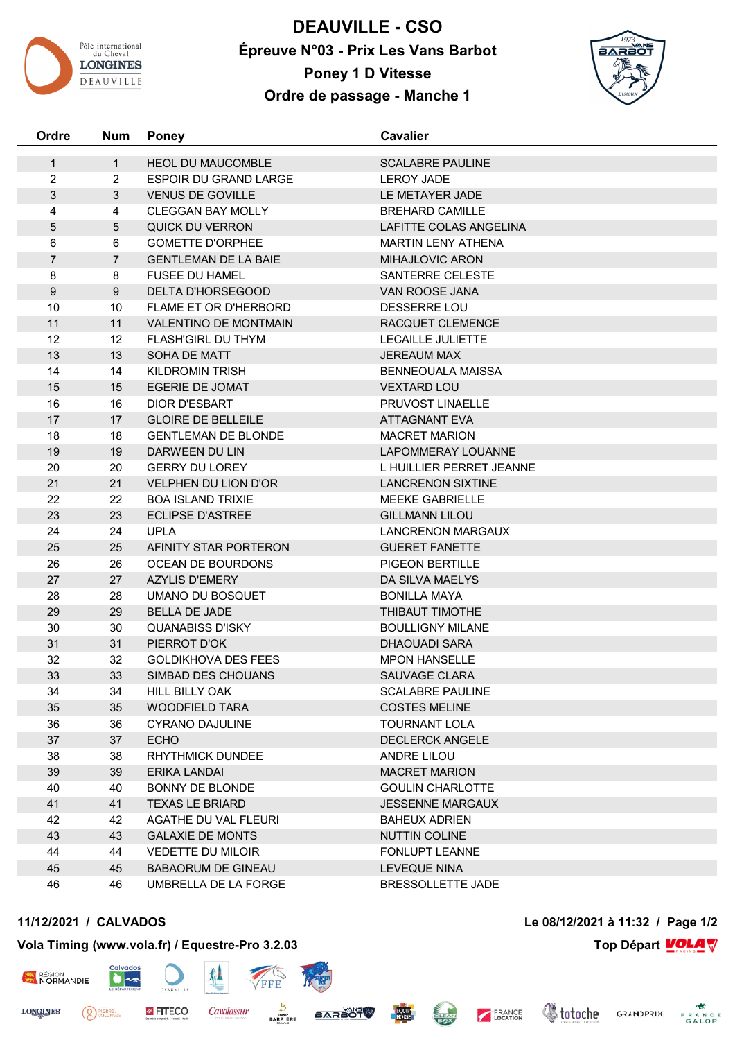# DEAUVILLE - CSO

## Épreuve N°03 - Prix Les Vans Barbot

### Poney 1 D Vitesse

### Ordre de passage - Manche 1

| Ordre | Num | Poney | Cavalier |
|---|---|---|---|
| 1 | 1 | HEOL DU MAUCOMBLE | SCALABRE PAULINE |
| 2 | 2 | ESPOIR DU GRAND LARGE | LEROY JADE |
| 3 | 3 | VENUS DE GOVILLE | LE METAYER JADE |
| 4 | 4 | CLEGGAN BAY MOLLY | BREHARD CAMILLE |
| 5 | 5 | QUICK DU VERRON | LAFITTE COLAS ANGELINA |
| 6 | 6 | GOMETTE D'ORPHEE | MARTIN LENY ATHENA |
| 7 | 7 | GENTLEMAN DE LA BAIE | MIHAJLOVIC ARON |
| 8 | 8 | FUSEE DU HAMEL | SANTERRE CELESTE |
| 9 | 9 | DELTA D'HORSEGOOD | VAN ROOSE JANA |
| 10 | 10 | FLAME ET OR D'HERBORD | DESSERRE LOU |
| 11 | 11 | VALENTINO DE MONTMAIN | RACQUET CLEMENCE |
| 12 | 12 | FLASH'GIRL DU THYM | LECAILLE JULIETTE |
| 13 | 13 | SOHA DE MATT | JEREAUM MAX |
| 14 | 14 | KILDROMIN TRISH | BENNEOUALA MAISSA |
| 15 | 15 | EGERIE DE JOMAT | VEXTARD LOU |
| 16 | 16 | DIOR D'ESBART | PRUVOST LINAELLE |
| 17 | 17 | GLOIRE DE BELLEILE | ATTAGNANT EVA |
| 18 | 18 | GENTLEMAN DE BLONDE | MACRET MARION |
| 19 | 19 | DARWEEN DU LIN | LAPOMMERAY LOUANNE |
| 20 | 20 | GERRY DU LOREY | L HUILLIER PERRET JEANNE |
| 21 | 21 | VELPHEN DU LION D'OR | LANCRENON SIXTINE |
| 22 | 22 | BOA ISLAND TRIXIE | MEEKE GABRIELLE |
| 23 | 23 | ECLIPSE D'ASTREE | GILLMANN LILOU |
| 24 | 24 | UPLA | LANCRENON MARGAUX |
| 25 | 25 | AFINITY STAR PORTERON | GUERET FANETTE |
| 26 | 26 | OCEAN DE BOURDONS | PIGEON BERTILLE |
| 27 | 27 | AZYLIS D'EMERY | DA SILVA MAELYS |
| 28 | 28 | UMANO DU BOSQUET | BONILLA MAYA |
| 29 | 29 | BELLA DE JADE | THIBAUT TIMOTHE |
| 30 | 30 | QUANABISS D'ISKY | BOULLIGNY MILANE |
| 31 | 31 | PIERROT D'OK | DHAOUADI SARA |
| 32 | 32 | GOLDIKHOVA DES FEES | MPON HANSELLE |
| 33 | 33 | SIMBAD DES CHOUANS | SAUVAGE CLARA |
| 34 | 34 | HILL BILLY OAK | SCALABRE PAULINE |
| 35 | 35 | WOODFIELD TARA | COSTES MELINE |
| 36 | 36 | CYRANO DAJULINE | TOURNANT LOLA |
| 37 | 37 | ECHO | DECLERCK ANGELE |
| 38 | 38 | RHYTHMICK DUNDEE | ANDRE LILOU |
| 39 | 39 | ERIKA LANDAI | MACRET MARION |
| 40 | 40 | BONNY DE BLONDE | GOULIN CHARLOTTE |
| 41 | 41 | TEXAS LE BRIARD | JESSENNE MARGAUX |
| 42 | 42 | AGATHE DU VAL FLEURI | BAHEUX ADRIEN |
| 43 | 43 | GALAXIE DE MONTS | NUTTIN COLINE |
| 44 | 44 | VEDETTE DU MILOIR | FONLUPT LEANNE |
| 45 | 45 | BABAORUM DE GINEAU | LEVEQUE NINA |
| 46 | 46 | UMBRELLA DE LA FORGE | BRESSOLLETTE JADE |

**11/12/2021 / CALVADOS** — **Le 08/12/2021 à 11:32**

**Vola Timing (www.vola.fr) / Equestre-Pro 3.2.03** — **Top Départ**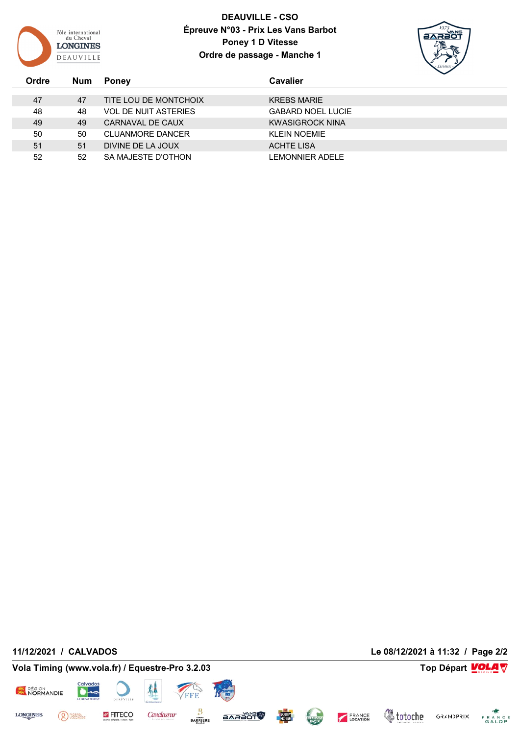**DEAUVILLE - CSO**
**Épreuve N°03 - Prix Les Vans Barbot**
**Poney 1 D Vitesse**
**Ordre de passage - Manche 1**

| Ordre | Num | Poney | Cavalier |
|---|---|---|---|
| 47 | 47 | TITE LOU DE MONTCHOIX | KREBS MARIE |
| 48 | 48 | VOL DE NUIT ASTERIES | GABARD NOEL LUCIE |
| 49 | 49 | CARNAVAL DE CAUX | KWASIGROCK NINA |
| 50 | 50 | CLUANMORE DANCER | KLEIN NOEMIE |
| 51 | 51 | DIVINE DE LA JOUX | ACHTE LISA |
| 52 | 52 | SA MAJESTE D'OTHON | LEMONNIER ADELE |

**11/12/2021 / CALVADOS** **Le 08/12/2021 à 11:32**

**Vola Timing (www.vola.fr) / Equestre-Pro 3.2.03** **Top Départ**